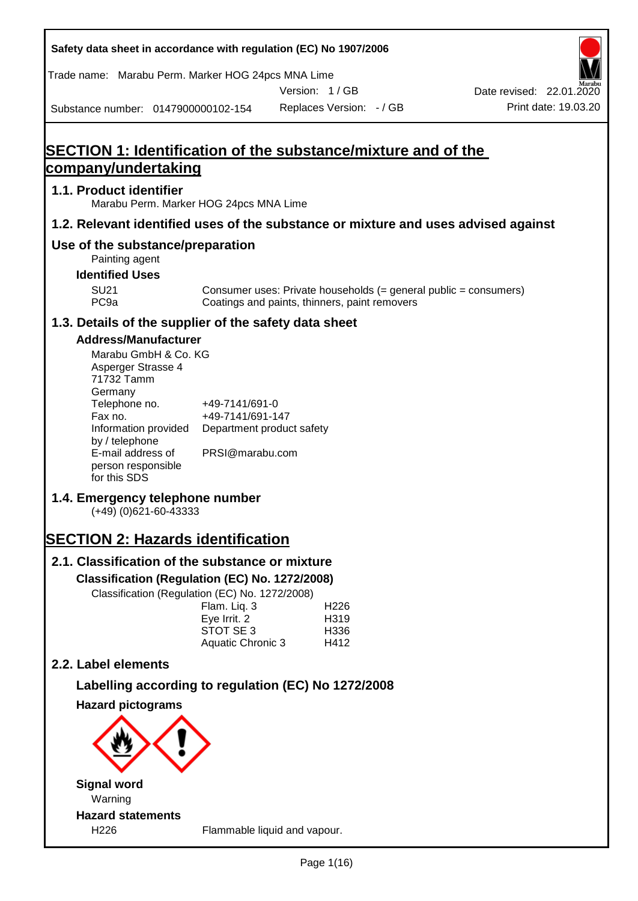Safety data sheet in accordance with regulation (EC) No 1907/2006

Trade name: Marabu Perm. Marker HOG 24pcs MNA Lime

Version: 1 / GB

Date revised: 22.01.2020

Substance number: 0147900000102-154

Replaces Version: - / GB

Print date: 19.03.20

# SECTION 1: Identification of the substance/mixture and of the company/undertaking

## 1.1. Product identifier

Marabu Perm. Marker HOG 24pcs MNA Lime

## 1.2. Relevant identified uses of the substance or mixture and uses advised against

## Use of the substance/preparation

Painting agent

### Identified Uses

| | |
|---|---|
| SU21 | Consumer uses: Private households (= general public = consumers) |
| PC9a | Coatings and paints, thinners, paint removers |

## 1.3. Details of the supplier of the safety data sheet

### Address/Manufacturer

Marabu GmbH & Co. KG
Asperger Strasse 4
71732 Tamm
Germany

| | |
|---|---|
| Telephone no. | +49-7141/691-0 |
| Fax no. | +49-7141/691-147 |
| Information provided by / telephone | Department product safety |
| E-mail address of person responsible for this SDS | PRSI@marabu.com |

## 1.4. Emergency telephone number

(+49) (0)621-60-43333

# SECTION 2: Hazards identification

## 2.1. Classification of the substance or mixture

### Classification (Regulation (EC) No. 1272/2008)

Classification (Regulation (EC) No. 1272/2008)

| | |
|---|---|
| Flam. Liq. 3 | H226 |
| Eye Irrit. 2 | H319 |
| STOT SE 3 | H336 |
| Aquatic Chronic 3 | H412 |

## 2.2. Label elements

### Labelling according to regulation (EC) No 1272/2008

### Hazard pictograms

### Signal word

Warning

### Hazard statements

| | |
|---|---|
| H226 | Flammable liquid and vapour. |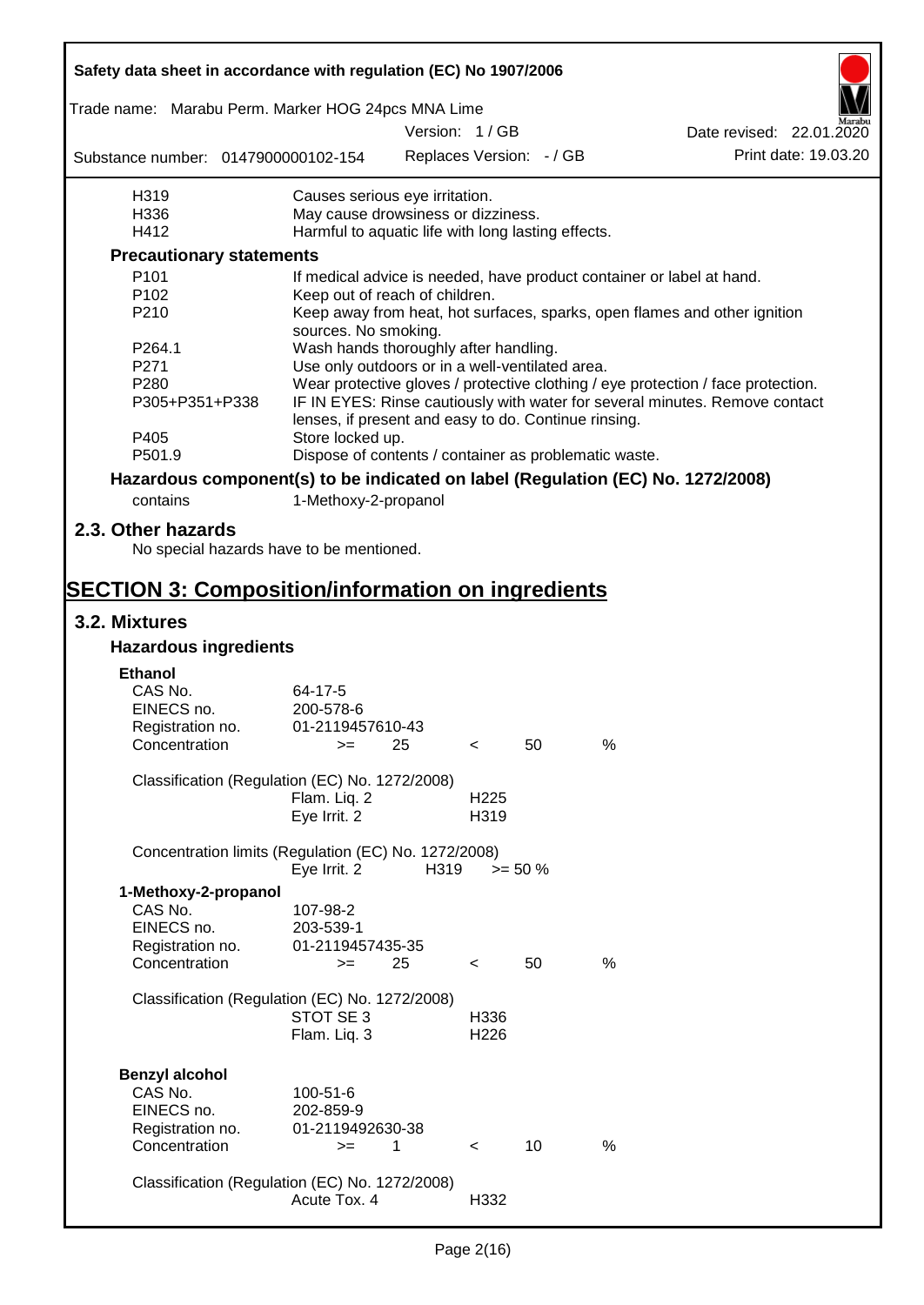| | |
|---|---|
| H319 | Causes serious eye irritation. |
| H336 | May cause drowsiness or dizziness. |
| H412 | Harmful to aquatic life with long lasting effects. |

**Precautionary statements**

| | |
|---|---|
| P101 | If medical advice is needed, have product container or label at hand. |
| P102 | Keep out of reach of children. |
| P210 | Keep away from heat, hot surfaces, sparks, open flames and other ignition sources. No smoking. |
| P264.1 | Wash hands thoroughly after handling. |
| P271 | Use only outdoors or in a well-ventilated area. |
| P280 | Wear protective gloves / protective clothing / eye protection / face protection. |
| P305+P351+P338 | IF IN EYES: Rinse cautiously with water for several minutes. Remove contact lenses, if present and easy to do. Continue rinsing. |
| P405 | Store locked up. |
| P501.9 | Dispose of contents / container as problematic waste. |

**Hazardous component(s) to be indicated on label (Regulation (EC) No. 1272/2008)**

contains 1-Methoxy-2-propanol

## 2.3. Other hazards

No special hazards have to be mentioned.

# SECTION 3: Composition/information on ingredients

## 3.2. Mixtures

### Hazardous ingredients

**Ethanol**

| | |
|---|---|
| CAS No. | 64-17-5 |
| EINECS no. | 200-578-6 |
| Registration no. | 01-2119457610-43 |
| Concentration | >= 25 < 50 % |

Classification (Regulation (EC) No. 1272/2008)

| | |
|---|---|
| Flam. Liq. 2 | H225 |
| Eye Irrit. 2 | H319 |

Concentration limits (Regulation (EC) No. 1272/2008)

| | | |
|---|---|---|
| Eye Irrit. 2 | H319 | >= 50 % |

**1-Methoxy-2-propanol**

| | |
|---|---|
| CAS No. | 107-98-2 |
| EINECS no. | 203-539-1 |
| Registration no. | 01-2119457435-35 |
| Concentration | >= 25 < 50 % |

Classification (Regulation (EC) No. 1272/2008)

| | |
|---|---|
| STOT SE 3 | H336 |
| Flam. Liq. 3 | H226 |

**Benzyl alcohol**

| | |
|---|---|
| CAS No. | 100-51-6 |
| EINECS no. | 202-859-9 |
| Registration no. | 01-2119492630-38 |
| Concentration | >= 1 < 10 % |

Classification (Regulation (EC) No. 1272/2008)

| | |
|---|---|
| Acute Tox. 4 | H332 |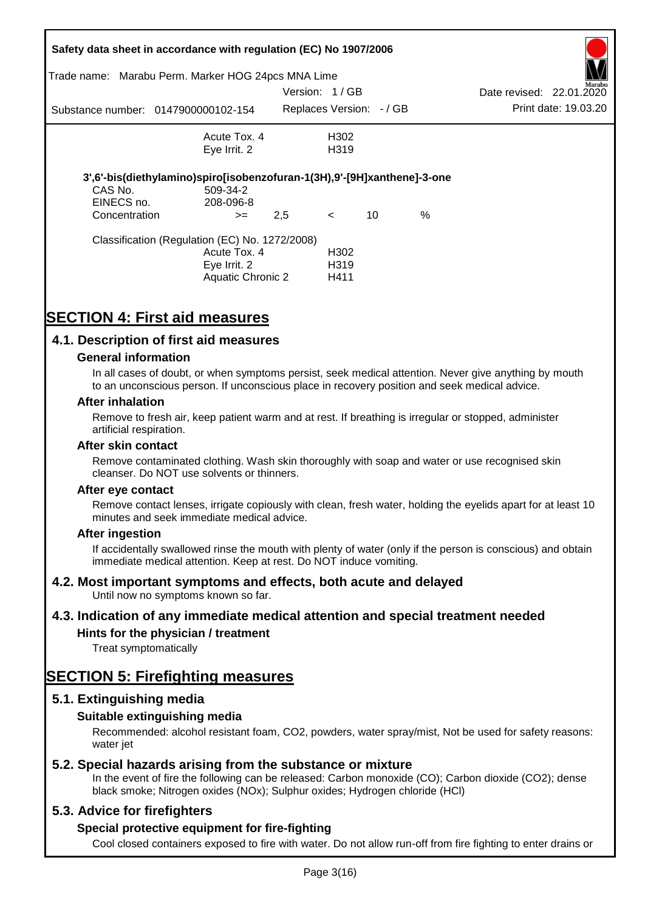| | | |
|---|---|---|
| | Acute Tox. 4 | H302 |
| | Eye Irrit. 2 | H319 |

**3',6'-bis(diethylamino)spiro[isobenzofuran-1(3H),9'-[9H]xanthene]-3-one**

| | | | | | |
|---|---|---|---|---|---|
| CAS No. | 509-34-2 | | | | |
| EINECS no. | 208-096-8 | | | | |
| Concentration | >= | 2,5 | < | 10 | % |

Classification (Regulation (EC) No. 1272/2008)

| | |
|---|---|
| Acute Tox. 4 | H302 |
| Eye Irrit. 2 | H319 |
| Aquatic Chronic 2 | H411 |

# SECTION 4: First aid measures

## 4.1. Description of first aid measures

### General information

In all cases of doubt, or when symptoms persist, seek medical attention. Never give anything by mouth to an unconscious person. If unconscious place in recovery position and seek medical advice.

### After inhalation

Remove to fresh air, keep patient warm and at rest. If breathing is irregular or stopped, administer artificial respiration.

### After skin contact

Remove contaminated clothing. Wash skin thoroughly with soap and water or use recognised skin cleanser. Do NOT use solvents or thinners.

### After eye contact

Remove contact lenses, irrigate copiously with clean, fresh water, holding the eyelids apart for at least 10 minutes and seek immediate medical advice.

### After ingestion

If accidentally swallowed rinse the mouth with plenty of water (only if the person is conscious) and obtain immediate medical attention. Keep at rest. Do NOT induce vomiting.

## 4.2. Most important symptoms and effects, both acute and delayed

Until now no symptoms known so far.

## 4.3. Indication of any immediate medical attention and special treatment needed

### Hints for the physician / treatment

Treat symptomatically

# SECTION 5: Firefighting measures

## 5.1. Extinguishing media

### Suitable extinguishing media

Recommended: alcohol resistant foam, $CO_2$, powders, water spray/mist, Not be used for safety reasons: water jet

## 5.2. Special hazards arising from the substance or mixture

In the event of fire the following can be released: Carbon monoxide (CO); Carbon dioxide ($CO_2$); dense black smoke; Nitrogen oxides ($NO_x$); Sulphur oxides; Hydrogen chloride (HCl)

## 5.3. Advice for firefighters

### Special protective equipment for fire-fighting

Cool closed containers exposed to fire with water. Do not allow run-off from fire fighting to enter drains or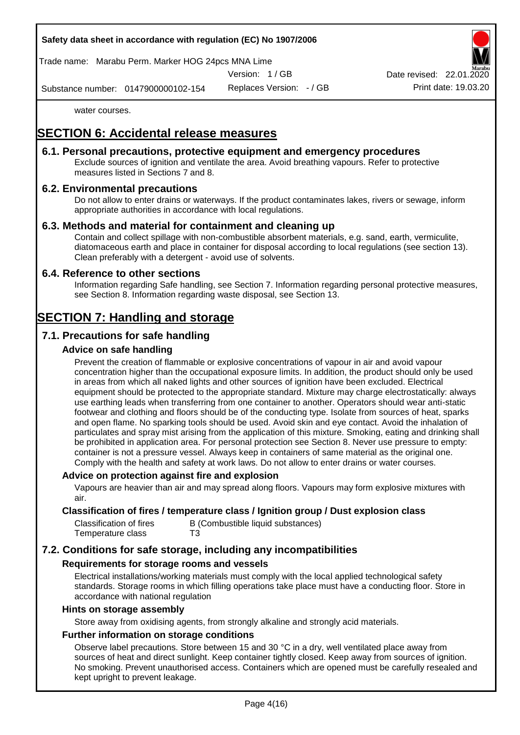water courses.

# SECTION 6: Accidental release measures

## 6.1. Personal precautions, protective equipment and emergency procedures

Exclude sources of ignition and ventilate the area. Avoid breathing vapours. Refer to protective measures listed in Sections 7 and 8.

## 6.2. Environmental precautions

Do not allow to enter drains or waterways. If the product contaminates lakes, rivers or sewage, inform appropriate authorities in accordance with local regulations.

## 6.3. Methods and material for containment and cleaning up

Contain and collect spillage with non-combustible absorbent materials, e.g. sand, earth, vermiculite, diatomaceous earth and place in container for disposal according to local regulations (see section 13). Clean preferably with a detergent - avoid use of solvents.

## 6.4. Reference to other sections

Information regarding Safe handling, see Section 7. Information regarding personal protective measures, see Section 8. Information regarding waste disposal, see Section 13.

# SECTION 7: Handling and storage

## 7.1. Precautions for safe handling

### Advice on safe handling

Prevent the creation of flammable or explosive concentrations of vapour in air and avoid vapour concentration higher than the occupational exposure limits. In addition, the product should only be used in areas from which all naked lights and other sources of ignition have been excluded. Electrical equipment should be protected to the appropriate standard. Mixture may charge electrostatically: always use earthing leads when transferring from one container to another. Operators should wear anti-static footwear and clothing and floors should be of the conducting type. Isolate from sources of heat, sparks and open flame. No sparking tools should be used. Avoid skin and eye contact. Avoid the inhalation of particulates and spray mist arising from the application of this mixture. Smoking, eating and drinking shall be prohibited in application area. For personal protection see Section 8. Never use pressure to empty: container is not a pressure vessel. Always keep in containers of same material as the original one. Comply with the health and safety at work laws. Do not allow to enter drains or water courses.

### Advice on protection against fire and explosion

Vapours are heavier than air and may spread along floors. Vapours may form explosive mixtures with air.

### Classification of fires / temperature class / Ignition group / Dust explosion class

| | |
|---|---|
| Classification of fires | B (Combustible liquid substances) |
| Temperature class | T3 |

## 7.2. Conditions for safe storage, including any incompatibilities

### Requirements for storage rooms and vessels

Electrical installations/working materials must comply with the local applied technological safety standards. Storage rooms in which filling operations take place must have a conducting floor. Store in accordance with national regulation

### Hints on storage assembly

Store away from oxidising agents, from strongly alkaline and strongly acid materials.

### Further information on storage conditions

Observe label precautions. Store between 15 and 30 °C in a dry, well ventilated place away from sources of heat and direct sunlight. Keep container tightly closed. Keep away from sources of ignition. No smoking. Prevent unauthorised access. Containers which are opened must be carefully resealed and kept upright to prevent leakage.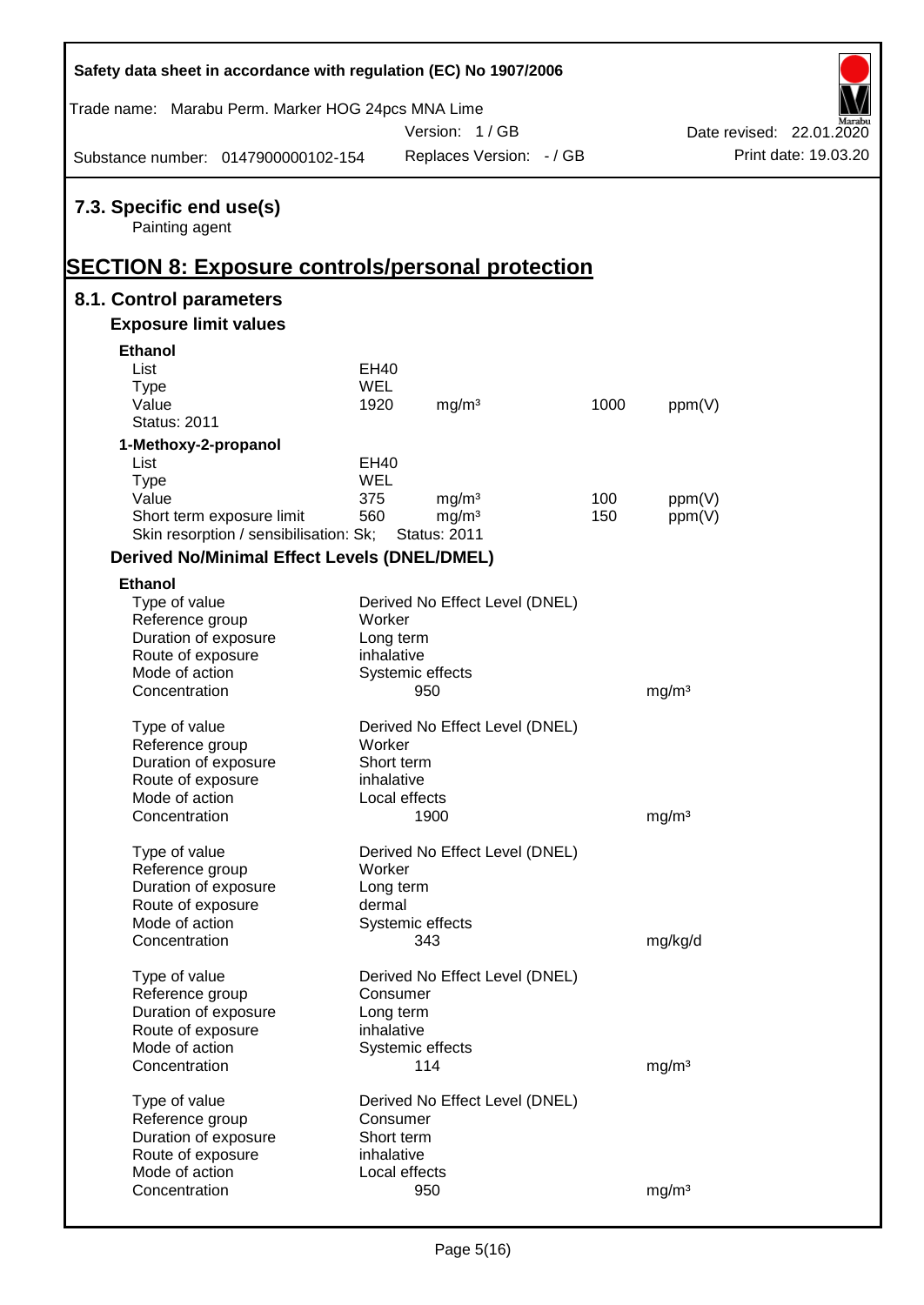## 7.3. Specific end use(s)

Painting agent

# SECTION 8: Exposure controls/personal protection

## 8.1. Control parameters

### Exposure limit values

**Ethanol**

| | | | | |
|---|---|---|---|---|
| List | EH40 | | | |
| Type | WEL | | | |
| Value | 1920 | mg/m³ | 1000 | ppm(V) |
| Status: 2011 | | | | |

**1-Methoxy-2-propanol**

| | | | | |
|---|---|---|---|---|
| List | EH40 | | | |
| Type | WEL | | | |
| Value | 375 | mg/m³ | 100 | ppm(V) |
| Short term exposure limit | 560 | mg/m³ | 150 | ppm(V) |
| Skin resorption / sensibilisation: Sk; | Status: 2011 | | | |

### Derived No/Minimal Effect Levels (DNEL/DMEL)

**Ethanol**

| | | |
|---|---|---|
| Type of value | Derived No Effect Level (DNEL) | |
| Reference group | Worker | |
| Duration of exposure | Long term | |
| Route of exposure | inhalative | |
| Mode of action | Systemic effects | |
| Concentration | 950 | mg/m³ |

| | | |
|---|---|---|
| Type of value | Derived No Effect Level (DNEL) | |
| Reference group | Worker | |
| Duration of exposure | Short term | |
| Route of exposure | inhalative | |
| Mode of action | Local effects | |
| Concentration | 1900 | mg/m³ |

| | | |
|---|---|---|
| Type of value | Derived No Effect Level (DNEL) | |
| Reference group | Worker | |
| Duration of exposure | Long term | |
| Route of exposure | dermal | |
| Mode of action | Systemic effects | |
| Concentration | 343 | mg/kg/d |

| | | |
|---|---|---|
| Type of value | Derived No Effect Level (DNEL) | |
| Reference group | Consumer | |
| Duration of exposure | Long term | |
| Route of exposure | inhalative | |
| Mode of action | Systemic effects | |
| Concentration | 114 | mg/m³ |

| | | |
|---|---|---|
| Type of value | Derived No Effect Level (DNEL) | |
| Reference group | Consumer | |
| Duration of exposure | Short term | |
| Route of exposure | inhalative | |
| Mode of action | Local effects | |
| Concentration | 950 | mg/m³ |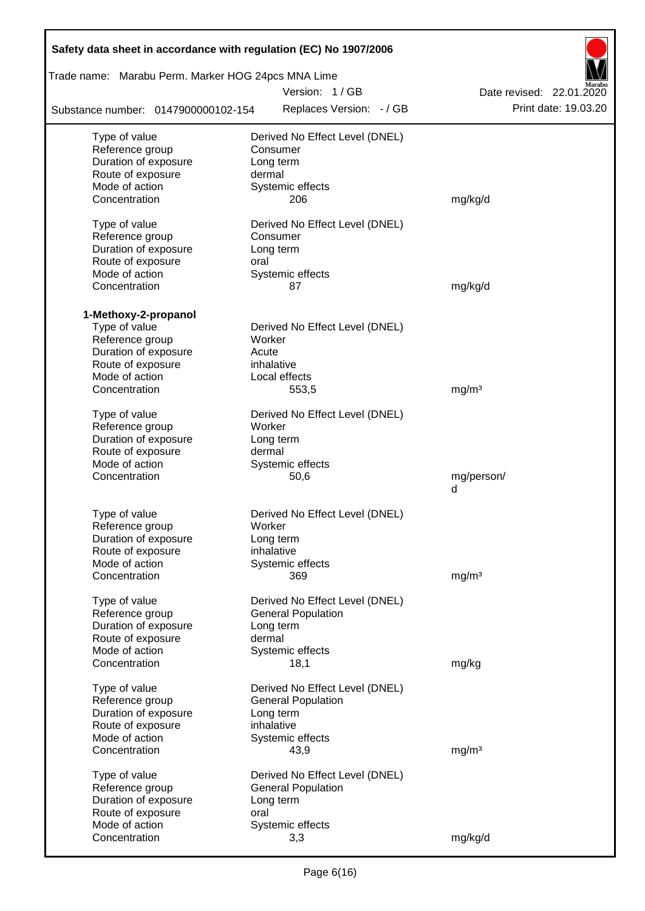| | | |
|---|---|---|
| Type of value | Derived No Effect Level (DNEL) | |
| Reference group | Consumer | |
| Duration of exposure | Long term | |
| Route of exposure | dermal | |
| Mode of action | Systemic effects | |
| Concentration | 206 | mg/kg/d |
| | | |
| Type of value | Derived No Effect Level (DNEL) | |
| Reference group | Consumer | |
| Duration of exposure | Long term | |
| Route of exposure | oral | |
| Mode of action | Systemic effects | |
| Concentration | 87 | mg/kg/d |

**1-Methoxy-2-propanol**

| | | |
|---|---|---|
| Type of value | Derived No Effect Level (DNEL) | |
| Reference group | Worker | |
| Duration of exposure | Acute | |
| Route of exposure | inhalative | |
| Mode of action | Local effects | |
| Concentration | 553,5 | mg/m³ |
| | | |
| Type of value | Derived No Effect Level (DNEL) | |
| Reference group | Worker | |
| Duration of exposure | Long term | |
| Route of exposure | dermal | |
| Mode of action | Systemic effects | |
| Concentration | 50,6 | mg/person/d |
| | | |
| Type of value | Derived No Effect Level (DNEL) | |
| Reference group | Worker | |
| Duration of exposure | Long term | |
| Route of exposure | inhalative | |
| Mode of action | Systemic effects | |
| Concentration | 369 | mg/m³ |
| | | |
| Type of value | Derived No Effect Level (DNEL) | |
| Reference group | General Population | |
| Duration of exposure | Long term | |
| Route of exposure | dermal | |
| Mode of action | Systemic effects | |
| Concentration | 18,1 | mg/kg |
| | | |
| Type of value | Derived No Effect Level (DNEL) | |
| Reference group | General Population | |
| Duration of exposure | Long term | |
| Route of exposure | inhalative | |
| Mode of action | Systemic effects | |
| Concentration | 43,9 | mg/m³ |
| | | |
| Type of value | Derived No Effect Level (DNEL) | |
| Reference group | General Population | |
| Duration of exposure | Long term | |
| Route of exposure | oral | |
| Mode of action | Systemic effects | |
| Concentration | 3,3 | mg/kg/d |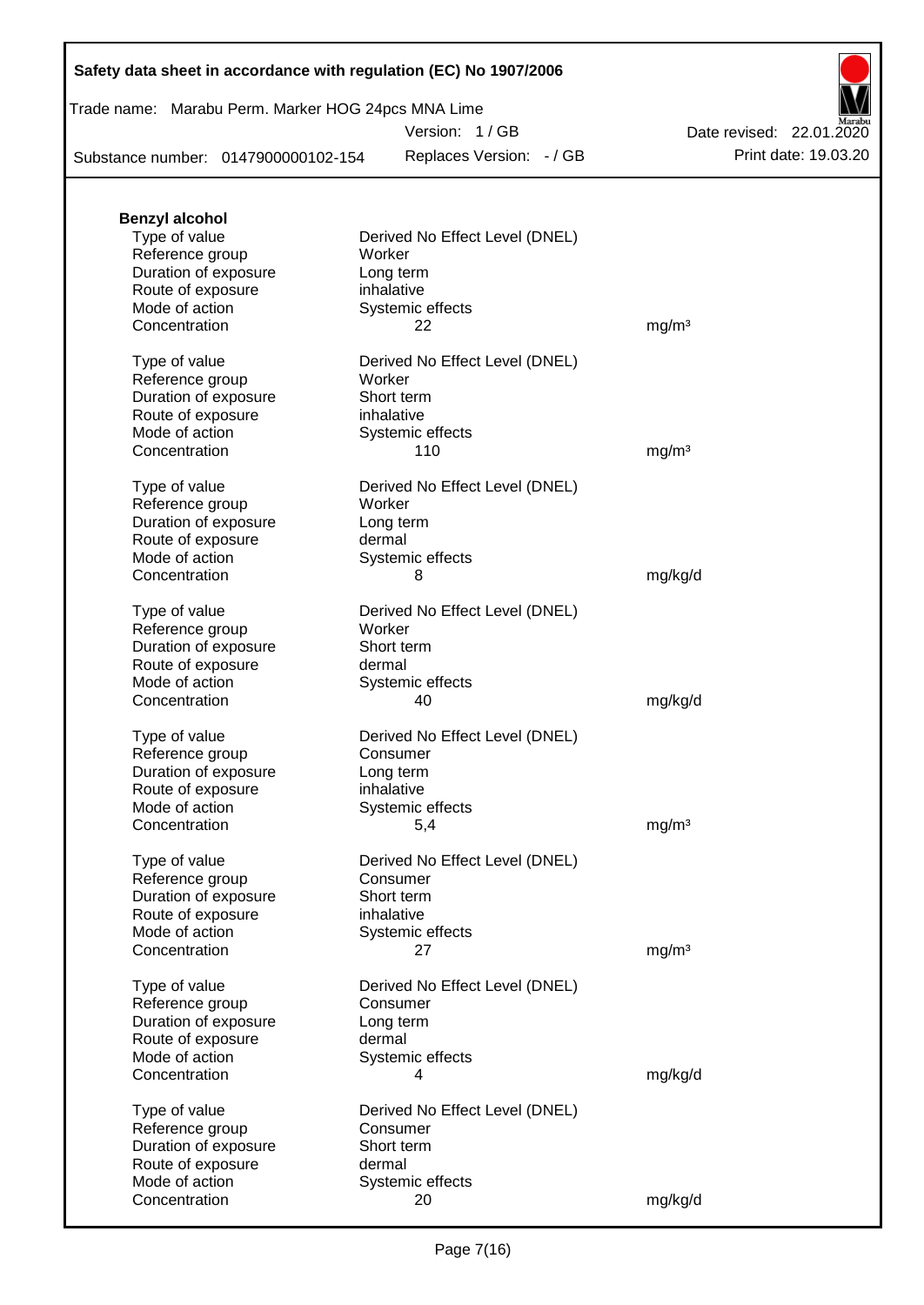**Benzyl alcohol**

| | | |
|---|---|---|
| Type of value | Derived No Effect Level (DNEL) | |
| Reference group | Worker | |
| Duration of exposure | Long term | |
| Route of exposure | inhalative | |
| Mode of action | Systemic effects | |
| Concentration | 22 | mg/m³ |

| | | |
|---|---|---|
| Type of value | Derived No Effect Level (DNEL) | |
| Reference group | Worker | |
| Duration of exposure | Short term | |
| Route of exposure | inhalative | |
| Mode of action | Systemic effects | |
| Concentration | 110 | mg/m³ |

| | | |
|---|---|---|
| Type of value | Derived No Effect Level (DNEL) | |
| Reference group | Worker | |
| Duration of exposure | Long term | |
| Route of exposure | dermal | |
| Mode of action | Systemic effects | |
| Concentration | 8 | mg/kg/d |

| | | |
|---|---|---|
| Type of value | Derived No Effect Level (DNEL) | |
| Reference group | Worker | |
| Duration of exposure | Short term | |
| Route of exposure | dermal | |
| Mode of action | Systemic effects | |
| Concentration | 40 | mg/kg/d |

| | | |
|---|---|---|
| Type of value | Derived No Effect Level (DNEL) | |
| Reference group | Consumer | |
| Duration of exposure | Long term | |
| Route of exposure | inhalative | |
| Mode of action | Systemic effects | |
| Concentration | 5,4 | mg/m³ |

| | | |
|---|---|---|
| Type of value | Derived No Effect Level (DNEL) | |
| Reference group | Consumer | |
| Duration of exposure | Short term | |
| Route of exposure | inhalative | |
| Mode of action | Systemic effects | |
| Concentration | 27 | mg/m³ |

| | | |
|---|---|---|
| Type of value | Derived No Effect Level (DNEL) | |
| Reference group | Consumer | |
| Duration of exposure | Long term | |
| Route of exposure | dermal | |
| Mode of action | Systemic effects | |
| Concentration | 4 | mg/kg/d |

| | | |
|---|---|---|
| Type of value | Derived No Effect Level (DNEL) | |
| Reference group | Consumer | |
| Duration of exposure | Short term | |
| Route of exposure | dermal | |
| Mode of action | Systemic effects | |
| Concentration | 20 | mg/kg/d |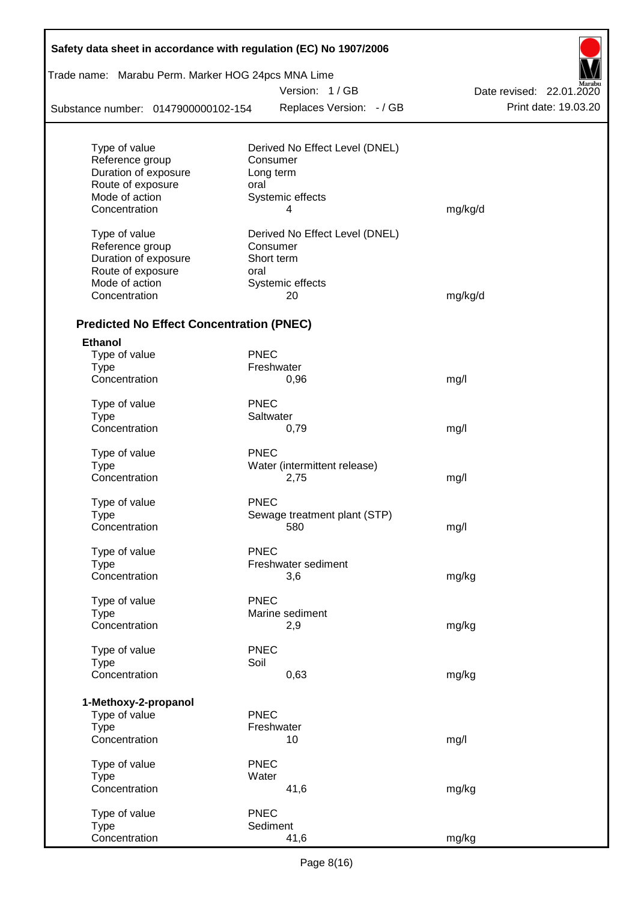| | | |
|---|---|---|
| Type of value | Derived No Effect Level (DNEL) | |
| Reference group | Consumer | |
| Duration of exposure | Long term | |
| Route of exposure | oral | |
| Mode of action | Systemic effects | |
| Concentration | 4 | mg/kg/d |

| | | |
|---|---|---|
| Type of value | Derived No Effect Level (DNEL) | |
| Reference group | Consumer | |
| Duration of exposure | Short term | |
| Route of exposure | oral | |
| Mode of action | Systemic effects | |
| Concentration | 20 | mg/kg/d |

### Predicted No Effect Concentration (PNEC)

**Ethanol**

| | | |
|---|---|---|
| Type of value | PNEC | |
| Type | Freshwater | |
| Concentration | 0,96 | mg/l |

| | | |
|---|---|---|
| Type of value | PNEC | |
| Type | Saltwater | |
| Concentration | 0,79 | mg/l |

| | | |
|---|---|---|
| Type of value | PNEC | |
| Type | Water (intermittent release) | |
| Concentration | 2,75 | mg/l |

| | | |
|---|---|---|
| Type of value | PNEC | |
| Type | Sewage treatment plant (STP) | |
| Concentration | 580 | mg/l |

| | | |
|---|---|---|
| Type of value | PNEC | |
| Type | Freshwater sediment | |
| Concentration | 3,6 | mg/kg |

| | | |
|---|---|---|
| Type of value | PNEC | |
| Type | Marine sediment | |
| Concentration | 2,9 | mg/kg |

| | | |
|---|---|---|
| Type of value | PNEC | |
| Type | Soil | |
| Concentration | 0,63 | mg/kg |

**1-Methoxy-2-propanol**

| | | |
|---|---|---|
| Type of value | PNEC | |
| Type | Freshwater | |
| Concentration | 10 | mg/l |

| | | |
|---|---|---|
| Type of value | PNEC | |
| Type | Water | |
| Concentration | 41,6 | mg/kg |

| | | |
|---|---|---|
| Type of value | PNEC | |
| Type | Sediment | |
| Concentration | 41,6 | mg/kg |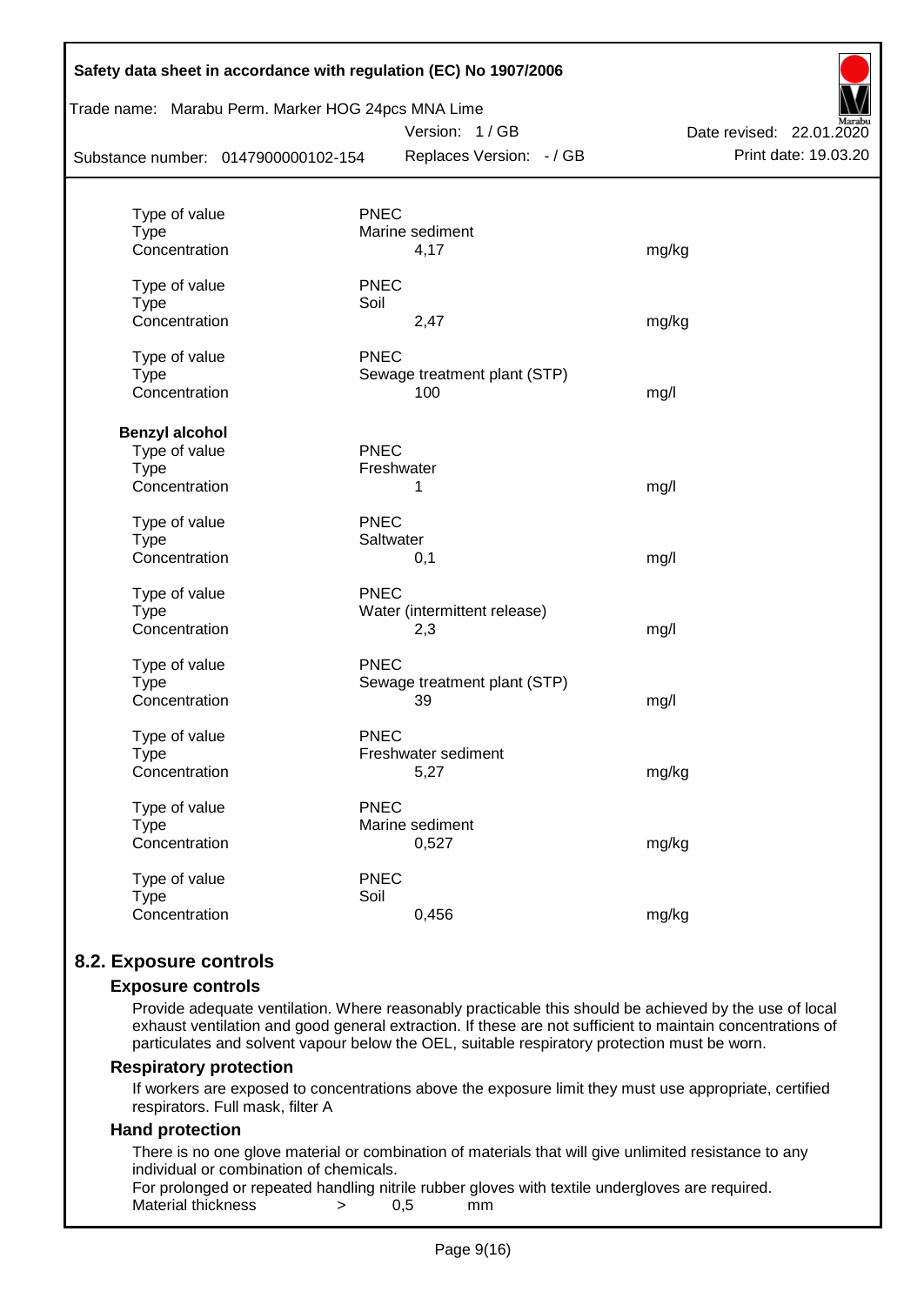| | | |
|---|---|---|
| Type of value | PNEC | |
| Type | Marine sediment | |
| Concentration | 4,17 | mg/kg |
| | | |
| Type of value | PNEC | |
| Type | Soil | |
| Concentration | 2,47 | mg/kg |
| | | |
| Type of value | PNEC | |
| Type | Sewage treatment plant (STP) | |
| Concentration | 100 | mg/l |

**Benzyl alcohol**

| | | |
|---|---|---|
| Type of value | PNEC | |
| Type | Freshwater | |
| Concentration | 1 | mg/l |
| | | |
| Type of value | PNEC | |
| Type | Saltwater | |
| Concentration | 0,1 | mg/l |
| | | |
| Type of value | PNEC | |
| Type | Water (intermittent release) | |
| Concentration | 2,3 | mg/l |
| | | |
| Type of value | PNEC | |
| Type | Sewage treatment plant (STP) | |
| Concentration | 39 | mg/l |
| | | |
| Type of value | PNEC | |
| Type | Freshwater sediment | |
| Concentration | 5,27 | mg/kg |
| | | |
| Type of value | PNEC | |
| Type | Marine sediment | |
| Concentration | 0,527 | mg/kg |
| | | |
| Type of value | PNEC | |
| Type | Soil | |
| Concentration | 0,456 | mg/kg |

## 8.2. Exposure controls

### Exposure controls

Provide adequate ventilation. Where reasonably practicable this should be achieved by the use of local exhaust ventilation and good general extraction. If these are not sufficient to maintain concentrations of particulates and solvent vapour below the OEL, suitable respiratory protection must be worn.

### Respiratory protection

If workers are exposed to concentrations above the exposure limit they must use appropriate, certified respirators. Full mask, filter A

### Hand protection

There is no one glove material or combination of materials that will give unlimited resistance to any individual or combination of chemicals.

For prolonged or repeated handling nitrile rubber gloves with textile undergloves are required.

Material thickness > 0,5 mm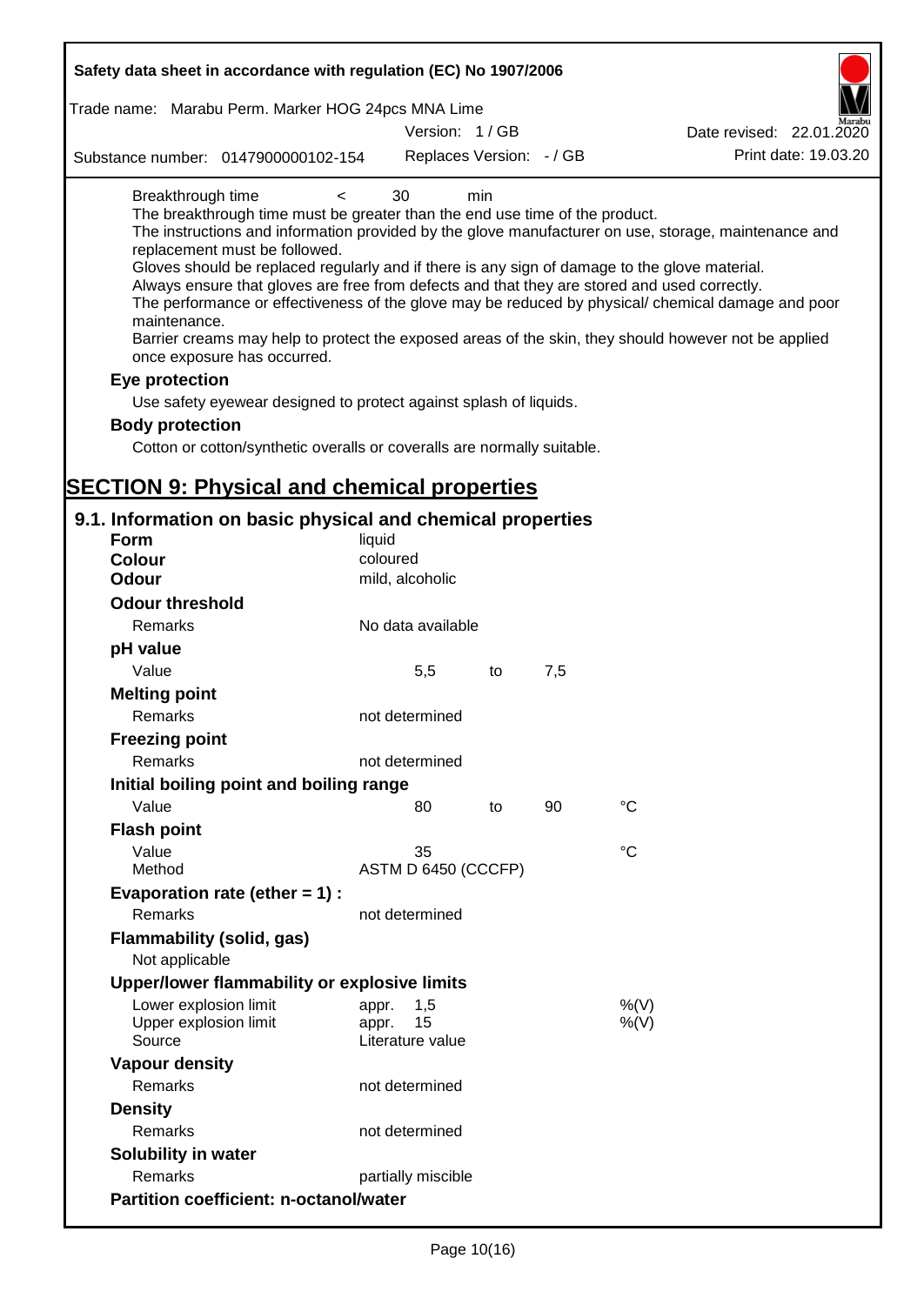| | | |
|---|---|---|
| Breakthrough time | < 30 | min |

The breakthrough time must be greater than the end use time of the product.
The instructions and information provided by the glove manufacturer on use, storage, maintenance and replacement must be followed.
Gloves should be replaced regularly and if there is any sign of damage to the glove material.
Always ensure that gloves are free from defects and that they are stored and used correctly.
The performance or effectiveness of the glove may be reduced by physical/ chemical damage and poor maintenance.
Barrier creams may help to protect the exposed areas of the skin, they should however not be applied once exposure has occurred.

**Eye protection**

Use safety eyewear designed to protect against splash of liquids.

**Body protection**

Cotton or cotton/synthetic overalls or coveralls are normally suitable.

# SECTION 9: Physical and chemical properties

## 9.1. Information on basic physical and chemical properties

| | | | | |
|---|---|---|---|---|
| **Form** | liquid | | | |
| **Colour** | coloured | | | |
| **Odour** | mild, alcoholic | | | |
| **Odour threshold** | | | | |
| Remarks | No data available | | | |
| **pH value** | | | | |
| Value | 5,5 | to | 7,5 | |
| **Melting point** | | | | |
| Remarks | not determined | | | |
| **Freezing point** | | | | |
| Remarks | not determined | | | |
| **Initial boiling point and boiling range** | | | | |
| Value | 80 | to | 90 | °C |
| **Flash point** | | | | |
| Value | 35 | | | °C |
| Method | ASTM D 6450 (CCCFP) | | | |
| **Evaporation rate (ether = 1) :** | | | | |
| Remarks | not determined | | | |
| **Flammability (solid, gas)** | | | | |
| Not applicable | | | | |
| **Upper/lower flammability or explosive limits** | | | | |
| Lower explosion limit | appr. 1,5 | | | %(V) |
| Upper explosion limit | appr. 15 | | | %(V) |
| Source | Literature value | | | |
| **Vapour density** | | | | |
| Remarks | not determined | | | |
| **Density** | | | | |
| Remarks | not determined | | | |
| **Solubility in water** | | | | |
| Remarks | partially miscible | | | |
| **Partition coefficient: n-octanol/water** | | | | |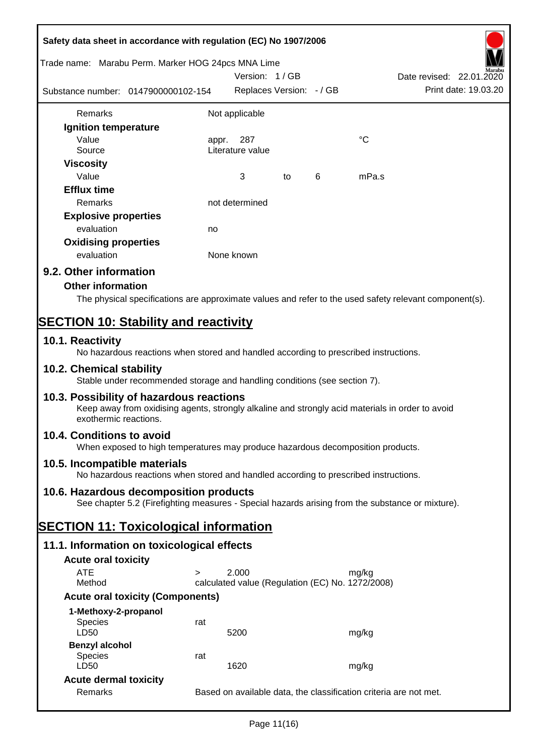| | | | | | |
|---|---|---|---|---|---|
| Remarks | Not applicable | | | | |
| **Ignition temperature** | | | | | |
| Value | appr. | 287 | | | °C |
| Source | Literature value | | | | |
| **Viscosity** | | | | | |
| Value | | 3 | to | 6 | mPa.s |
| **Efflux time** | | | | | |
| Remarks | not determined | | | | |
| **Explosive properties** | | | | | |
| evaluation | no | | | | |
| **Oxidising properties** | | | | | |
| evaluation | None known | | | | |

## 9.2. Other information

### Other information

The physical specifications are approximate values and refer to the used safety relevant component(s).

# SECTION 10: Stability and reactivity

## 10.1. Reactivity

No hazardous reactions when stored and handled according to prescribed instructions.

## 10.2. Chemical stability

Stable under recommended storage and handling conditions (see section 7).

## 10.3. Possibility of hazardous reactions

Keep away from oxidising agents, strongly alkaline and strongly acid materials in order to avoid exothermic reactions.

## 10.4. Conditions to avoid

When exposed to high temperatures may produce hazardous decomposition products.

## 10.5. Incompatible materials

No hazardous reactions when stored and handled according to prescribed instructions.

## 10.6. Hazardous decomposition products

See chapter 5.2 (Firefighting measures - Special hazards arising from the substance or mixture).

# SECTION 11: Toxicological information

## 11.1. Information on toxicological effects

### Acute oral toxicity

| | | | |
|---|---|---|---|
| ATE | > | 2.000 | mg/kg |
| Method | calculated value (Regulation (EC) No. 1272/2008) | | |

### Acute oral toxicity (Components)

| | | | |
|---|---|---|---|
| **1-Methoxy-2-propanol** | | | |
| Species | rat | | |
| LD50 | | 5200 | mg/kg |
| **Benzyl alcohol** | | | |
| Species | rat | | |
| LD50 | | 1620 | mg/kg |

### Acute dermal toxicity

| | |
|---|---|
| Remarks | Based on available data, the classification criteria are not met. |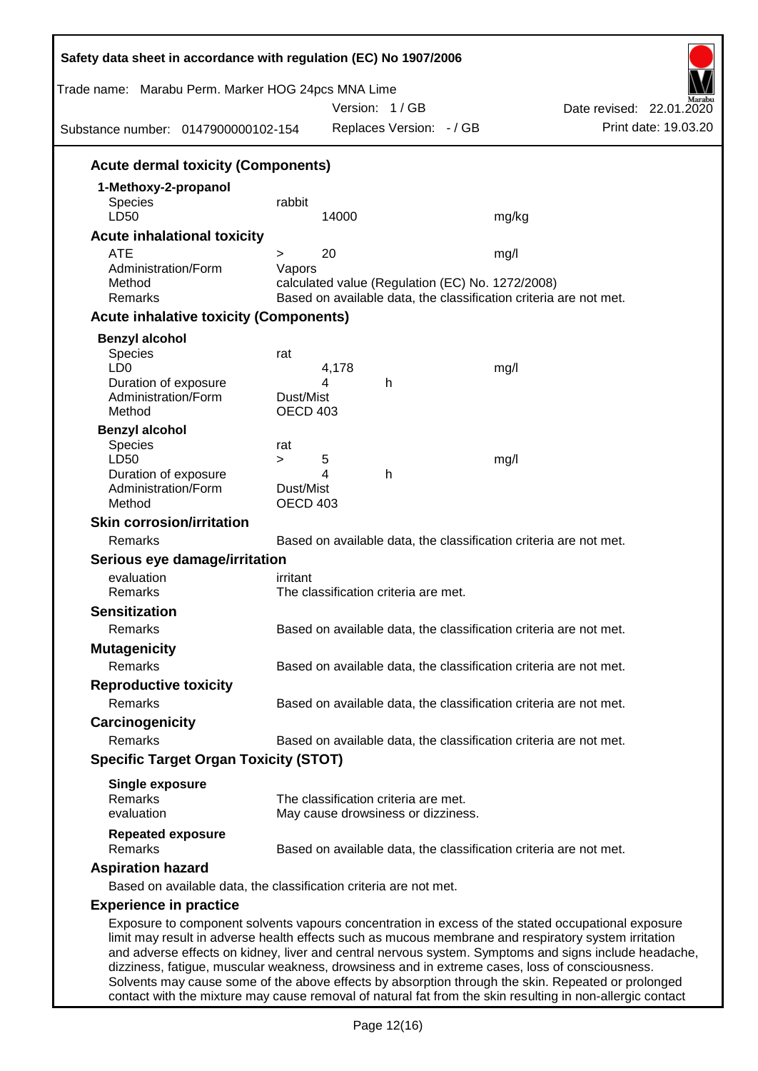### Acute dermal toxicity (Components)

**1-Methoxy-2-propanol**

| | | | |
|---|---|---|---|
| Species | rabbit | | |
| LD50 | 14000 | | mg/kg |

### Acute inhalational toxicity

| | | | |
|---|---|---|---|
| ATE | > | 20 | mg/l |
| Administration/Form | Vapors | | |
| Method | calculated value (Regulation (EC) No. 1272/2008) | | |
| Remarks | Based on available data, the classification criteria are not met. | | |

### Acute inhalative toxicity (Components)

**Benzyl alcohol**

| | | | |
|---|---|---|---|
| Species | rat | | |
| LD0 | 4,178 | | mg/l |
| Duration of exposure | 4 | h | |
| Administration/Form | Dust/Mist | | |
| Method | OECD 403 | | |

**Benzyl alcohol**

| | | | |
|---|---|---|---|
| Species | rat | | |
| LD50 | > 5 | | mg/l |
| Duration of exposure | 4 | h | |
| Administration/Form | Dust/Mist | | |
| Method | OECD 403 | | |

### Skin corrosion/irritation

Remarks: Based on available data, the classification criteria are not met.

### Serious eye damage/irritation

evaluation: irritant
Remarks: The classification criteria are met.

### Sensitization

Remarks: Based on available data, the classification criteria are not met.

### Mutagenicity

Remarks: Based on available data, the classification criteria are not met.

### Reproductive toxicity

Remarks: Based on available data, the classification criteria are not met.

### Carcinogenicity

Remarks: Based on available data, the classification criteria are not met.

### Specific Target Organ Toxicity (STOT)

**Single exposure**
Remarks: The classification criteria are met.
evaluation: May cause drowsiness or dizziness.

**Repeated exposure**
Remarks: Based on available data, the classification criteria are not met.

### Aspiration hazard

Based on available data, the classification criteria are not met.

### Experience in practice

Exposure to component solvents vapours concentration in excess of the stated occupational exposure limit may result in adverse health effects such as mucous membrane and respiratory system irritation and adverse effects on kidney, liver and central nervous system. Symptoms and signs include headache, dizziness, fatigue, muscular weakness, drowsiness and in extreme cases, loss of consciousness. Solvents may cause some of the above effects by absorption through the skin. Repeated or prolonged contact with the mixture may cause removal of natural fat from the skin resulting in non-allergic contact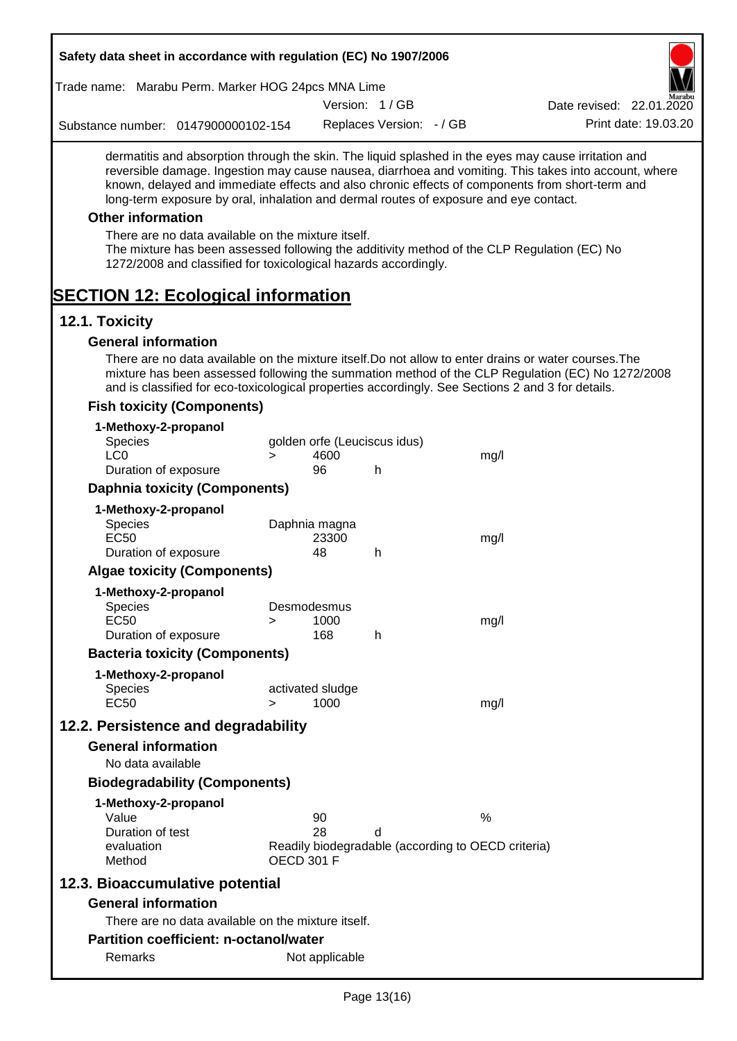dermatitis and absorption through the skin. The liquid splashed in the eyes may cause irritation and reversible damage. Ingestion may cause nausea, diarrhoea and vomiting. This takes into account, where known, delayed and immediate effects and also chronic effects of components from short-term and long-term exposure by oral, inhalation and dermal routes of exposure and eye contact.

### Other information

There are no data available on the mixture itself.
The mixture has been assessed following the additivity method of the CLP Regulation (EC) No 1272/2008 and classified for toxicological hazards accordingly.

# SECTION 12: Ecological information

## 12.1. Toxicity

### General information

There are no data available on the mixture itself.Do not allow to enter drains or water courses.The mixture has been assessed following the summation method of the CLP Regulation (EC) No 1272/2008 and is classified for eco-toxicological properties accordingly. See Sections 2 and 3 for details.

### Fish toxicity (Components)

**1-Methoxy-2-propanol**

| | | | | |
|---|---|---|---|---|
| Species | golden orfe (Leuciscus idus) | | | |
| LC0 | > | 4600 | | mg/l |
| Duration of exposure | | 96 | h | |

### Daphnia toxicity (Components)

**1-Methoxy-2-propanol**

| | | | | |
|---|---|---|---|---|
| Species | Daphnia magna | | | |
| EC50 | | 23300 | | mg/l |
| Duration of exposure | | 48 | h | |

### Algae toxicity (Components)

**1-Methoxy-2-propanol**

| | | | | |
|---|---|---|---|---|
| Species | Desmodesmus | | | |
| EC50 | > | 1000 | | mg/l |
| Duration of exposure | | 168 | h | |

### Bacteria toxicity (Components)

**1-Methoxy-2-propanol**

| | | | | |
|---|---|---|---|---|
| Species | activated sludge | | | |
| EC50 | > | 1000 | | mg/l |

## 12.2. Persistence and degradability

### General information

No data available

### Biodegradability (Components)

**1-Methoxy-2-propanol**

| | | | |
|---|---|---|---|
| Value | 90 | | % |
| Duration of test | 28 | d | |
| evaluation | Readily biodegradable (according to OECD criteria) | | |
| Method | OECD 301 F | | |

## 12.3. Bioaccumulative potential

### General information

There are no data available on the mixture itself.

### Partition coefficient: n-octanol/water

| | |
|---|---|
| Remarks | Not applicable |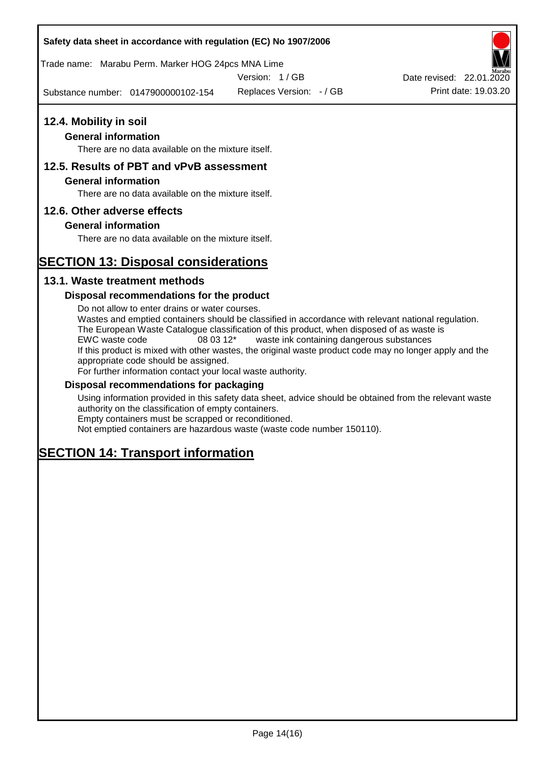## 12.4. Mobility in soil

### General information

There are no data available on the mixture itself.

## 12.5. Results of PBT and vPvB assessment

### General information

There are no data available on the mixture itself.

## 12.6. Other adverse effects

### General information

There are no data available on the mixture itself.

# SECTION 13: Disposal considerations

## 13.1. Waste treatment methods

### Disposal recommendations for the product

Do not allow to enter drains or water courses.
Wastes and emptied containers should be classified in accordance with relevant national regulation.
The European Waste Catalogue classification of this product, when disposed of as waste is
EWC waste code 08 03 12* waste ink containing dangerous substances
If this product is mixed with other wastes, the original waste product code may no longer apply and the appropriate code should be assigned.
For further information contact your local waste authority.

### Disposal recommendations for packaging

Using information provided in this safety data sheet, advice should be obtained from the relevant waste authority on the classification of empty containers.
Empty containers must be scrapped or reconditioned.
Not emptied containers are hazardous waste (waste code number 150110).

# SECTION 14: Transport information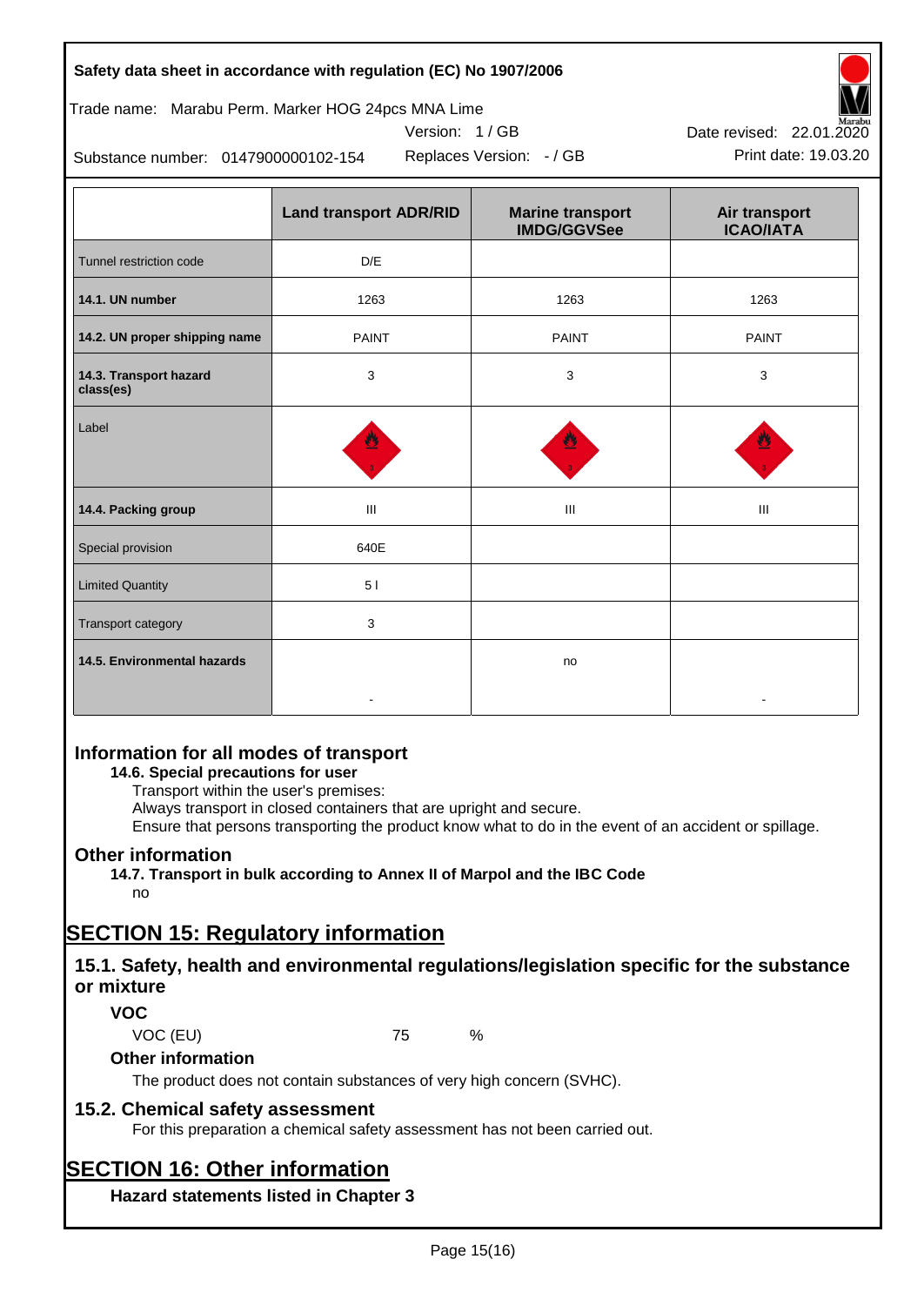| | Land transport ADR/RID | Marine transport IMDG/GGVSee | Air transport ICAO/IATA |
|---|---|---|---|
| Tunnel restriction code | D/E | | |
| **14.1. UN number** | 1263 | 1263 | 1263 |
| **14.2. UN proper shipping name** | PAINT | PAINT | PAINT |
| **14.3. Transport hazard class(es)** | 3 | 3 | 3 |
| Label | | | |
| **14.4. Packing group** | III | III | III |
| Special provision | 640E | | |
| Limited Quantity | 5 l | | |
| Transport category | 3 | | |
| **14.5. Environmental hazards** | - | no | - |

## Information for all modes of transport

**14.6. Special precautions for user**

Transport within the user's premises:
Always transport in closed containers that are upright and secure.
Ensure that persons transporting the product know what to do in the event of an accident or spillage.

## Other information

**14.7. Transport in bulk according to Annex II of Marpol and the IBC Code**

no

# SECTION 15: Regulatory information

## 15.1. Safety, health and environmental regulations/legislation specific for the substance or mixture

### VOC

VOC (EU) 75 %

### Other information

The product does not contain substances of very high concern (SVHC).

## 15.2. Chemical safety assessment

For this preparation a chemical safety assessment has not been carried out.

# SECTION 16: Other information

### Hazard statements listed in Chapter 3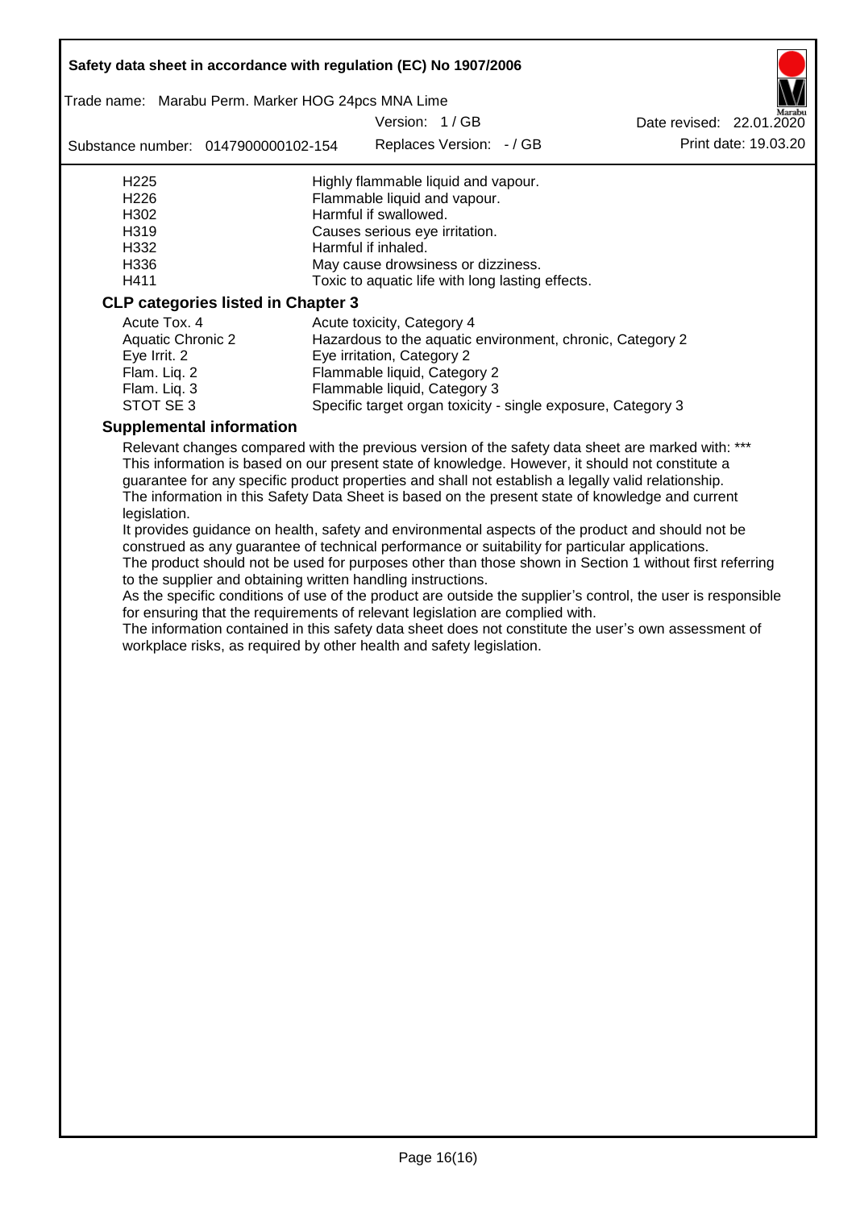| | |
|---|---|
| H225 | Highly flammable liquid and vapour. |
| H226 | Flammable liquid and vapour. |
| H302 | Harmful if swallowed. |
| H319 | Causes serious eye irritation. |
| H332 | Harmful if inhaled. |
| H336 | May cause drowsiness or dizziness. |
| H411 | Toxic to aquatic life with long lasting effects. |

### CLP categories listed in Chapter 3

| | |
|---|---|
| Acute Tox. 4 | Acute toxicity, Category 4 |
| Aquatic Chronic 2 | Hazardous to the aquatic environment, chronic, Category 2 |
| Eye Irrit. 2 | Eye irritation, Category 2 |
| Flam. Liq. 2 | Flammable liquid, Category 2 |
| Flam. Liq. 3 | Flammable liquid, Category 3 |
| STOT SE 3 | Specific target organ toxicity - single exposure, Category 3 |

### Supplemental information

Relevant changes compared with the previous version of the safety data sheet are marked with: ***
This information is based on our present state of knowledge. However, it should not constitute a guarantee for any specific product properties and shall not establish a legally valid relationship.
The information in this Safety Data Sheet is based on the present state of knowledge and current legislation.
It provides guidance on health, safety and environmental aspects of the product and should not be construed as any guarantee of technical performance or suitability for particular applications.
The product should not be used for purposes other than those shown in Section 1 without first referring to the supplier and obtaining written handling instructions.
As the specific conditions of use of the product are outside the supplier's control, the user is responsible for ensuring that the requirements of relevant legislation are complied with.
The information contained in this safety data sheet does not constitute the user's own assessment of workplace risks, as required by other health and safety legislation.